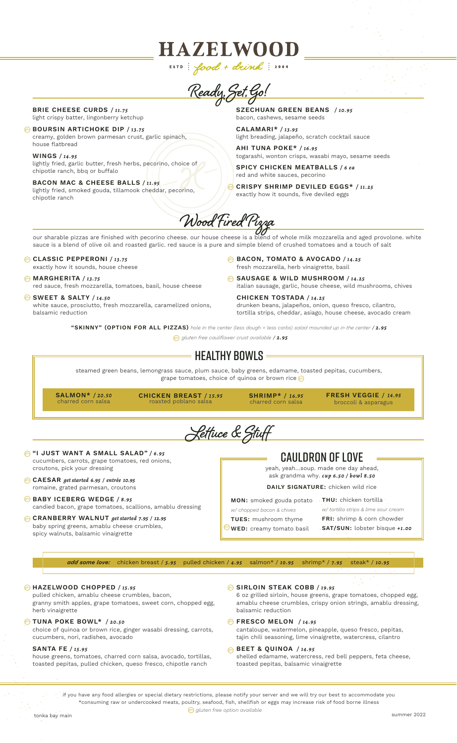# HAZELWOOD

ESTD | *food + drink* | 2004

## Ready, Set, Go!

**BRIE CHEESE CURDS** / *11.75*
light crispy batter, lingonberry ketchup

(GF) **BOURSIN ARTICHOKE DIP** / *13.75*
creamy, golden brown parmesan crust, garlic spinach, house flatbread

**WINGS** / *14.95*
lightly fried, garlic butter, fresh herbs, pecorino, choice of chipotle ranch, bbq or buffalo

**BACON MAC & CHEESE BALLS** / *11.95*
lightly fried, smoked gouda, tillamook cheddar, pecorino, chipotle ranch

**SZECHUAN GREEN BEANS** / *10.95*
bacon, cashews, sesame seeds

**CALAMARI*** / *13.95*
light breading, jalapeño, scratch cocktail sauce

**AHI TUNA POKE*** / *16.95*
togarashi, wonton crisps, wasabi mayo, sesame seeds

**SPICY CHICKEN MEATBALLS** / *6 ea*
red and white sauces, pecorino

(GF) **CRISPY SHRIMP DEVILED EGGS*** / *11.25*
exactly how it sounds, five deviled eggs

## Wood Fired Pizza

our sharable pizzas are finished with pecorino cheese. our house cheese is a blend of whole milk mozzarella and aged provolone. white sauce is a blend of olive oil and roasted garlic. red sauce is a pure and simple blend of crushed tomatoes and a touch of salt

(GF) **CLASSIC PEPPERONI** / *13.75*
exactly how it sounds, house cheese

(GF) **MARGHERITA** / *13.75*
red sauce, fresh mozzarella, tomatoes, basil, house cheese

(GF) **SWEET & SALTY** / *14.50*
white sauce, prosciutto, fresh mozzarella, caramelized onions, balsamic reduction

(GF) **BACON, TOMATO & AVOCADO** / *14.25*
fresh mozzarella, herb vinaigrette, basil

(GF) **SAUSAGE & WILD MUSHROOM** / *14.25*
italian sausage, garlic, house cheese, wild mushrooms, chives

**CHICKEN TOSTADA** / *14.25*
drunken beans, jalapeños, onion, queso fresco, cilantro, tortilla strips, cheddar, asiago, house cheese, avocado cream

**"SKINNY" (OPTION FOR ALL PIZZAS)** *hole in the center (less dough = less carbs) salad mounded up in the center* / ***2.95***

(GF) *gluten free cauliflower crust available* / ***2.95***

## HEALTHY BOWLS

steamed green beans, lemongrass sauce, plum sauce, baby greens, edamame, toasted pepitas, cucumbers, grape tomatoes, choice of quinoa or brown rice (GF)

**SALMON*** / *20.50*
charred corn salsa

**CHICKEN BREAST** / *15.95*
roasted poblano salsa

**SHRIMP*** / *16.95*
charred corn salsa

**FRESH VEGGIE** / *14.95*
broccoli & asparagus

## Lettuce & Stuff

(GF) **"I JUST WANT A SMALL SALAD"** / *6.95*
cucumbers, carrots, grape tomatoes, red onions, croutons, pick your dressing

(GF) **CAESAR** *get started 6.95 / entrée 10.95*
romaine, grated parmesan, croutons

(GF) **BABY ICEBERG WEDGE** / *8.95*
candied bacon, grape tomatoes, scallions, amablu dressing

(GF) **CRANBERRY WALNUT** *get started 7.95 / 12.95*
baby spring greens, amablu cheese crumbles, spicy walnuts, balsamic vinaigrette

### CAULDRON OF LOVE

yeah, yeah...soup. made one day ahead, ask grandma why. *cup 6.50 / bowl 8.50*

**DAILY SIGNATURE:** chicken wild rice

**MON:** smoked gouda potato
*w/ chopped bacon & chives*

**TUES:** mushroom thyme

(GF) **WED:** creamy tomato basil

**THU:** chicken tortilla
*w/ tortilla strips & lime sour cream*

**FRI:** shrimp & corn chowder

**SAT/SUN:** lobster bisque *+1.00*

***add some love:*** chicken breast / *5.95* pulled chicken / *4.95* salmon* / *10.95* shrimp* / *7.95* steak* / *10.95*

(GF) **HAZELWOOD CHOPPED** / *15.95*
pulled chicken, amablu cheese crumbles, bacon, granny smith apples, grape tomatoes, sweet corn, chopped egg, herb vinaigrette

(GF) **TUNA POKE BOWL*** / *20.50*
choice of quinoa or brown rice, ginger wasabi dressing, carrots, cucumbers, nori, radishes, avocado

**SANTA FE** / *15.95*
house greens, tomatoes, charred corn salsa, avocado, tortillas, toasted pepitas, pulled chicken, queso fresco, chipotle ranch

(GF) **SIRLOIN STEAK COBB** / *19.95*
6 oz grilled sirloin, house greens, grape tomatoes, chopped egg, amablu cheese crumbles, crispy onion strings, amablu dressing, balsamic reduction

(GF) **FRESCO MELON** / *14.95*
cantaloupe, watermelon, pineapple, queso fresco, pepitas, tajin chili seasoning, lime vinaigrette, watercress, cilantro

(GF) **BEET & QUINOA** / *14.95*
shelled edamame, watercress, red bell peppers, feta cheese, toasted pepitas, balsamic vinaigrette

if you have any food allergies or special dietary restrictions, please notify your server and we will try our best to accommodate you
*consuming raw or undercooked meats, poultry, seafood, fish, shellfish or eggs may increase risk of food borne illness
(GF) *gluten free option available*

tonka bay main

summer 2022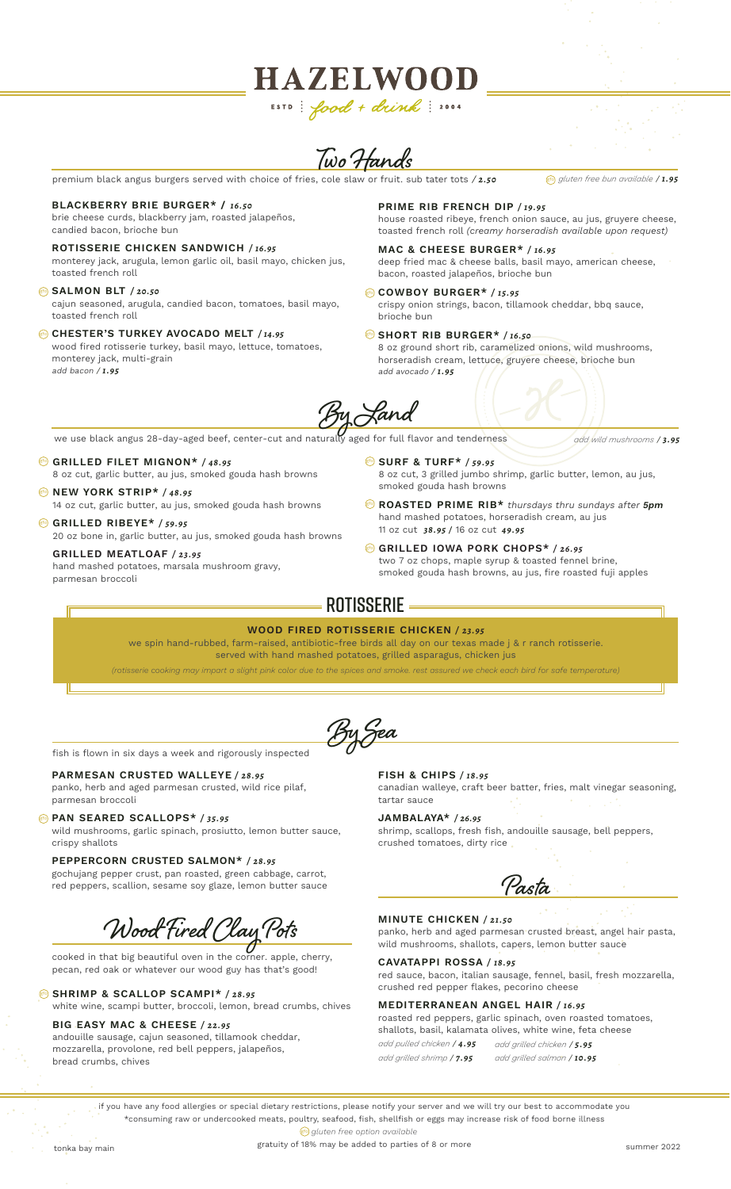# HAZELWOOD

ESTD food + drink 2004

## Two Hands

premium black angus burgers served with choice of fries, cole slaw or fruit. sub tater tots / *2.50*

(GF) *gluten free bun available / 1.95*

**BLACKBERRY BRIE BURGER\* /** *16.50*
brie cheese curds, blackberry jam, roasted jalapeños, candied bacon, brioche bun

**ROTISSERIE CHICKEN SANDWICH /** *16.95*
monterey jack, arugula, lemon garlic oil, basil mayo, chicken jus, toasted french roll

(GF) **SALMON BLT /** *20.50*
cajun seasoned, arugula, candied bacon, tomatoes, basil mayo, toasted french roll

(GF) **CHESTER'S TURKEY AVOCADO MELT /** *14.95*
wood fired rotisserie turkey, basil mayo, lettuce, tomatoes, monterey jack, multi-grain
*add bacon / 1.95*

**PRIME RIB FRENCH DIP /** *19.95*
house roasted ribeye, french onion sauce, au jus, gruyere cheese, toasted french roll *(creamy horseradish available upon request)*

**MAC & CHEESE BURGER\* /** *16.95*
deep fried mac & cheese balls, basil mayo, american cheese, bacon, roasted jalapeños, brioche bun

(GF) **COWBOY BURGER\* /** *15.95*
crispy onion strings, bacon, tillamook cheddar, bbq sauce, brioche bun

(GF) **SHORT RIB BURGER\* /** *16.50*
8 oz ground short rib, caramelized onions, wild mushrooms, horseradish cream, lettuce, gruyere cheese, brioche bun
*add avocado / 1.95*

## By Land

we use black angus 28-day-aged beef, center-cut and naturally aged for full flavor and tenderness

*add wild mushrooms / 3.95*

(GF) **GRILLED FILET MIGNON\* /** *48.95*
8 oz cut, garlic butter, au jus, smoked gouda hash browns

(GF) **NEW YORK STRIP\* /** *48.95*
14 oz cut, garlic butter, au jus, smoked gouda hash browns

(GF) **GRILLED RIBEYE\* /** *59.95*
20 oz bone in, garlic butter, au jus, smoked gouda hash browns

**GRILLED MEATLOAF /** *23.95*
hand mashed potatoes, marsala mushroom gravy, parmesan broccoli

(GF) **SURF & TURF\* /** *59.95*
8 oz cut, 3 grilled jumbo shrimp, garlic butter, lemon, au jus, smoked gouda hash browns

(GF) **ROASTED PRIME RIB\*** *thursdays thru sundays after* ***5pm***
hand mashed potatoes, horseradish cream, au jus
11 oz cut ***38.95*** / 16 oz cut ***49.95***

(GF) **GRILLED IOWA PORK CHOPS\* /** *26.95*
two 7 oz chops, maple syrup & toasted fennel brine, smoked gouda hash browns, au jus, fire roasted fuji apples

## ROTISSERIE

**WOOD FIRED ROTISSERIE CHICKEN /** *23.95*
we spin hand-rubbed, farm-raised, antibiotic-free birds all day on our texas made j & r ranch rotisserie.
served with hand mashed potatoes, grilled asparagus, chicken jus

*(rotisserie cooking may impart a slight pink color due to the spices and smoke. rest assured we check each bird for safe temperature)*

## By Sea

fish is flown in six days a week and rigorously inspected

**PARMESAN CRUSTED WALLEYE /** *28.95*
panko, herb and aged parmesan crusted, wild rice pilaf, parmesan broccoli

(GF) **PAN SEARED SCALLOPS\* /** *35.95*
wild mushrooms, garlic spinach, prosiutto, lemon butter sauce, crispy shallots

**PEPPERCORN CRUSTED SALMON\* /** *28.95*
gochujang pepper crust, pan roasted, green cabbage, carrot, red peppers, scallion, sesame soy glaze, lemon butter sauce

**FISH & CHIPS /** *18.95*
canadian walleye, craft beer batter, fries, malt vinegar seasoning, tartar sauce

**JAMBALAYA\* /** *26.95*
shrimp, scallops, fresh fish, andouille sausage, bell peppers, crushed tomatoes, dirty rice

## Wood Fired Clay Pots

cooked in that big beautiful oven in the corner. apple, cherry, pecan, red oak or whatever our wood guy has that's good!

(GF) **SHRIMP & SCALLOP SCAMPI\* /** *28.95*
white wine, scampi butter, broccoli, lemon, bread crumbs, chives

**BIG EASY MAC & CHEESE /** *22.95*
andouille sausage, cajun seasoned, tillamook cheddar, mozzarella, provolone, red bell peppers, jalapeños, bread crumbs, chives

## Pasta

**MINUTE CHICKEN /** *21.50*
panko, herb and aged parmesan crusted breast, angel hair pasta, wild mushrooms, shallots, capers, lemon butter sauce

**CAVATAPPI ROSSA /** *18.95*
red sauce, bacon, italian sausage, fennel, basil, fresh mozzarella, crushed red pepper flakes, pecorino cheese

**MEDITERRANEAN ANGEL HAIR /** *16.95*
roasted red peppers, garlic spinach, oven roasted tomatoes, shallots, basil, kalamata olives, white wine, feta cheese

*add pulled chicken / 4.95* — *add grilled chicken / 5.95*
*add grilled shrimp / 7.95* — *add grilled salmon / 10.95*

---

if you have any food allergies or special dietary restrictions, please notify your server and we will try our best to accommodate you
\*consuming raw or undercooked meats, poultry, seafood, fish, shellfish or eggs may increase risk of food borne illness
(GF) *gluten free option available*
gratuity of 18% may be added to parties of 8 or more

tonka bay main — summer 2022